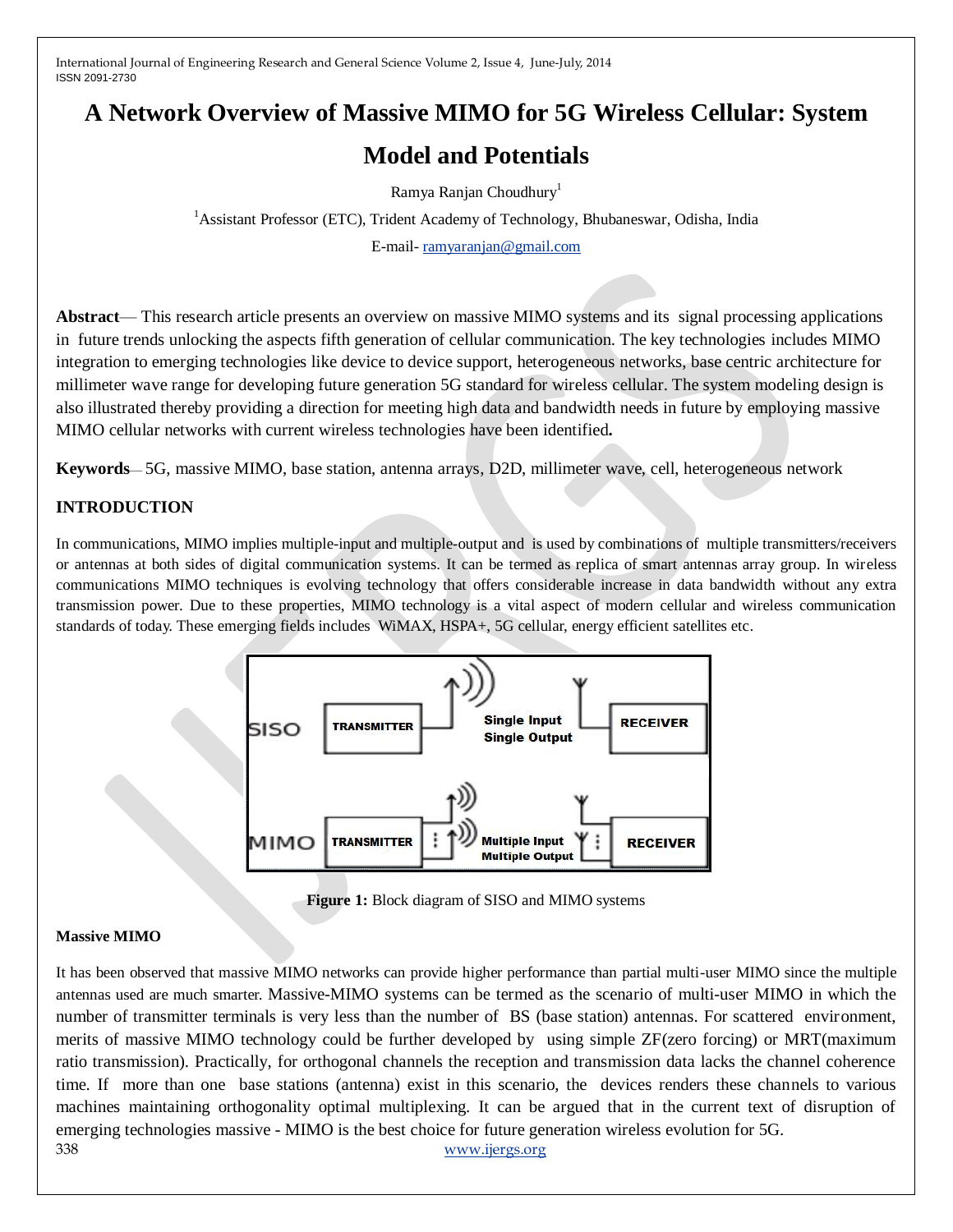# A Network Overview of Massive MIMO for 5G Wireless Cellular: System Model and Potentials

Ramya Ranjan Choudhury[1]

[1]Assistant Professor (ETC), Trident Academy of Technology, Bhubaneswar, Odisha, India

E-mail- ramyaranjan@gmail.com

**Abstract**— This research article presents an overview on massive MIMO systems and its signal processing applications in future trends unlocking the aspects fifth generation of cellular communication. The key technologies includes MIMO integration to emerging technologies like device to device support, heterogeneous networks, base centric architecture for millimeter wave range for developing future generation 5G standard for wireless cellular. The system modeling design is also illustrated thereby providing a direction for meeting high data and bandwidth needs in future by employing massive MIMO cellular networks with current wireless technologies have been identified**.**

**Keywords**— 5G, massive MIMO, base station, antenna arrays, D2D, millimeter wave, cell, heterogeneous network

## INTRODUCTION

In communications, MIMO implies multiple-input and multiple-output and is used by combinations of multiple transmitters/receivers or antennas at both sides of digital communication systems. It can be termed as replica of smart antennas array group. In wireless communications MIMO techniques is evolving technology that offers considerable increase in data bandwidth without any extra transmission power. Due to these properties, MIMO technology is a vital aspect of modern cellular and wireless communication standards of today. These emerging fields includes WiMAX, HSPA+, 5G cellular, energy efficient satellites etc.

**Figure 1:** Block diagram of SISO and MIMO systems

### Massive MIMO

It has been observed that massive MIMO networks can provide higher performance than partial multi-user MIMO since the multiple antennas used are much smarter. Massive-MIMO systems can be termed as the scenario of multi-user MIMO in which the number of transmitter terminals is very less than the number of BS (base station) antennas. For scattered environment, merits of massive MIMO technology could be further developed by using simple ZF(zero forcing) or MRT(maximum ratio transmission). Practically, for orthogonal channels the reception and transmission data lacks the channel coherence time. If more than one base stations (antenna) exist in this scenario, the devices renders these channels to various machines maintaining orthogonality optimal multiplexing. It can be argued that in the current text of disruption of emerging technologies massive - MIMO is the best choice for future generation wireless evolution for 5G.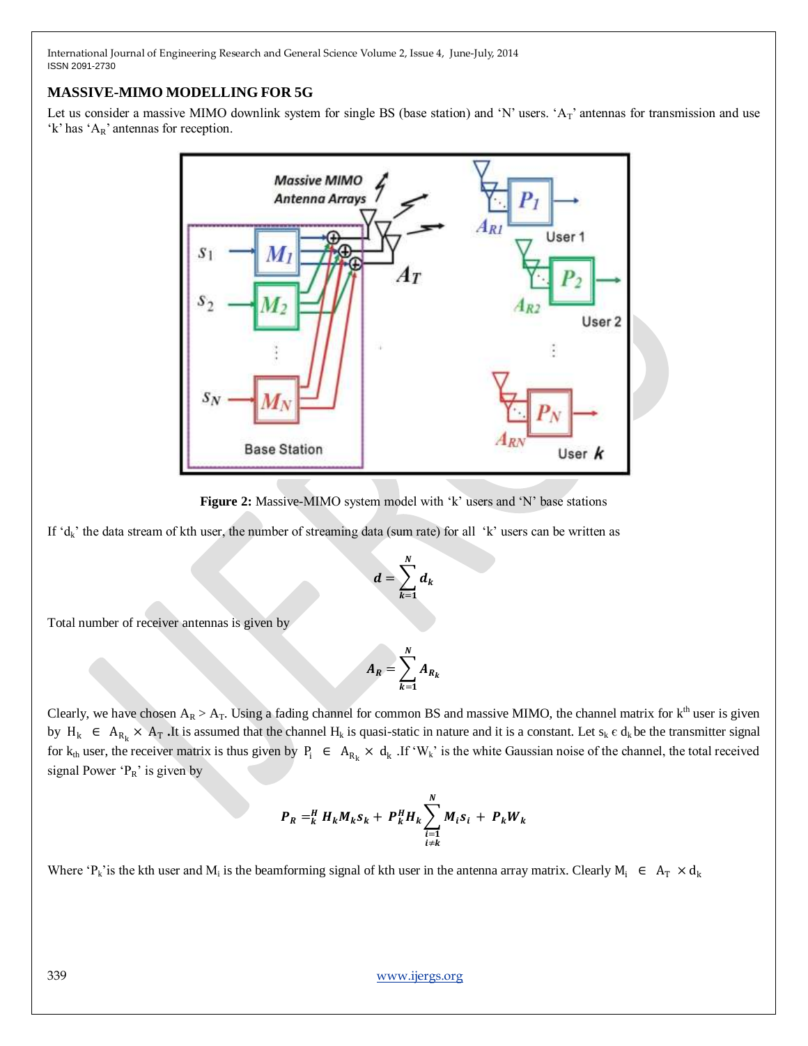## MASSIVE-MIMO MODELLING FOR 5G

Let us consider a massive MIMO downlink system for single BS (base station) and 'N' users. '$A_T$' antennas for transmission and use 'k' has '$A_R$' antennas for reception.

**Figure 2:** Massive-MIMO system model with 'k' users and 'N' base stations

If '$d_k$' the data stream of kth user, the number of streaming data (sum rate) for all 'k' users can be written as

$$d = \sum_{k=1}^{N} d_k$$

Total number of receiver antennas is given by

$$A_R = \sum_{k=1}^{N} A_{R_k}$$

Clearly, we have chosen $A_R > A_T$. Using a fading channel for common BS and massive MIMO, the channel matrix for $k^{th}$ user is given by $H_k \in A_{R_k} \times A_T$ .It is assumed that the channel $H_k$ is quasi-static in nature and it is a constant. Let $s_k \in d_k$ be the transmitter signal for $k_{th}$ user, the receiver matrix is thus given by $P_i \in A_{R_k} \times d_k$ .If '$W_k$' is the white Gaussian noise of the channel, the total received signal Power '$P_R$' is given by

$$P_R =_k^H H_k M_k s_k + P_k^H H_k \sum_{\substack{i=1 \\ i \neq k}}^{N} M_i s_i + P_k W_k$$

Where '$P_k$'is the kth user and $M_i$ is the beamforming signal of kth user in the antenna array matrix. Clearly $M_i \in A_T \times d_k$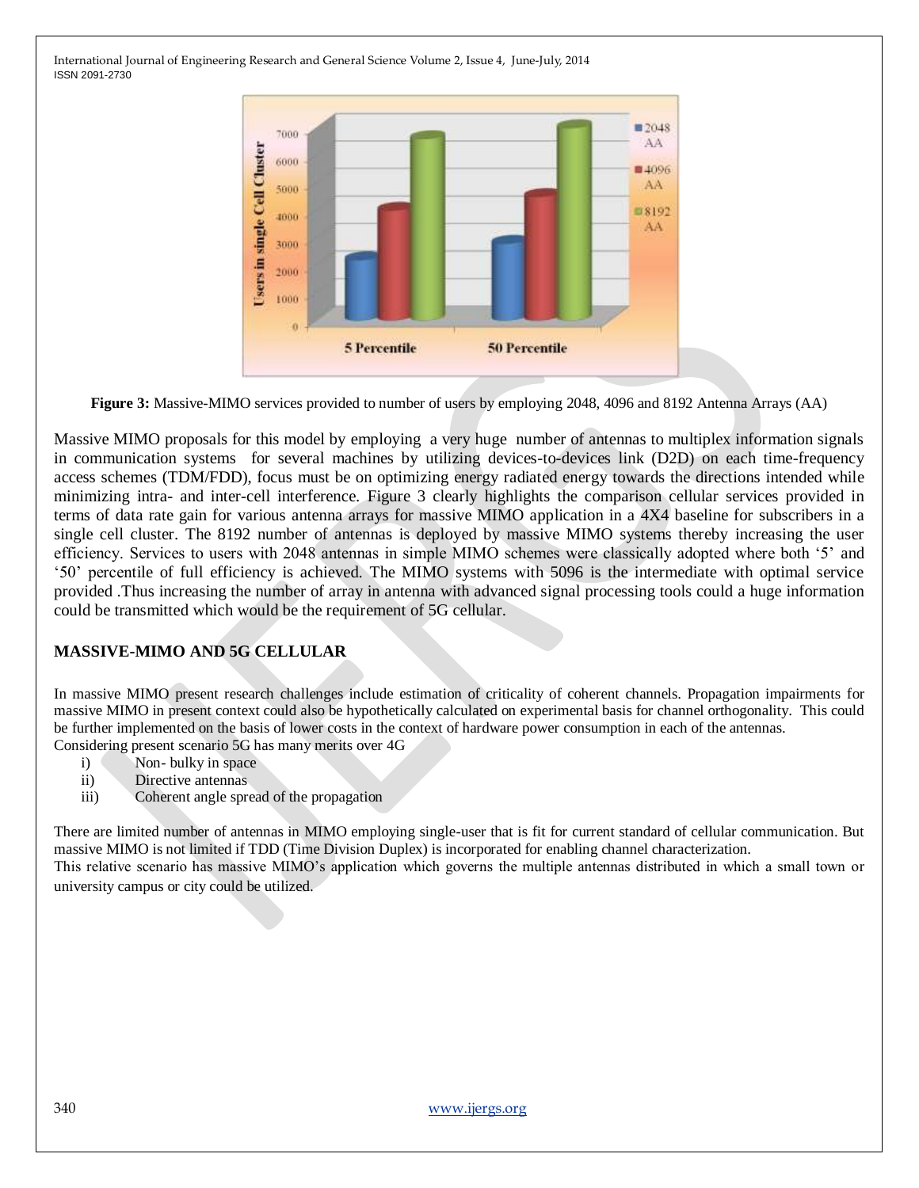**Figure 3:** Massive-MIMO services provided to number of users by employing 2048, 4096 and 8192 Antenna Arrays (AA)

Massive MIMO proposals for this model by employing a very huge number of antennas to multiplex information signals in communication systems for several machines by utilizing devices-to-devices link (D2D) on each time-frequency access schemes (TDM/FDD), focus must be on optimizing energy radiated energy towards the directions intended while minimizing intra- and inter-cell interference. Figure 3 clearly highlights the comparison cellular services provided in terms of data rate gain for various antenna arrays for massive MIMO application in a 4X4 baseline for subscribers in a single cell cluster. The 8192 number of antennas is deployed by massive MIMO systems thereby increasing the user efficiency. Services to users with 2048 antennas in simple MIMO schemes were classically adopted where both '5' and '50' percentile of full efficiency is achieved. The MIMO systems with 5096 is the intermediate with optimal service provided .Thus increasing the number of array in antenna with advanced signal processing tools could a huge information could be transmitted which would be the requirement of 5G cellular.

## MASSIVE-MIMO AND 5G CELLULAR

In massive MIMO present research challenges include estimation of criticality of coherent channels. Propagation impairments for massive MIMO in present context could also be hypothetically calculated on experimental basis for channel orthogonality. This could be further implemented on the basis of lower costs in the context of hardware power consumption in each of the antennas.
Considering present scenario 5G has many merits over 4G

i) Non- bulky in space
ii) Directive antennas
iii) Coherent angle spread of the propagation

There are limited number of antennas in MIMO employing single-user that is fit for current standard of cellular communication. But massive MIMO is not limited if TDD (Time Division Duplex) is incorporated for enabling channel characterization.
This relative scenario has massive MIMO's application which governs the multiple antennas distributed in which a small town or university campus or city could be utilized.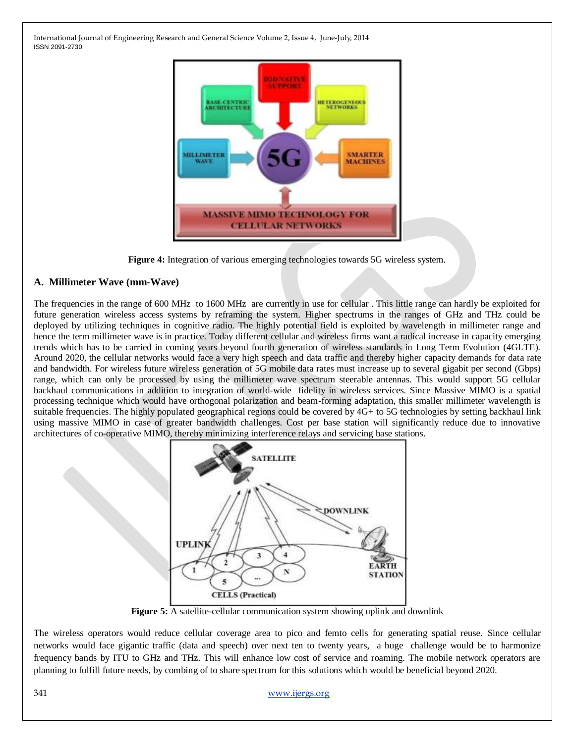**Figure 4:** Integration of various emerging technologies towards 5G wireless system.

## A. Millimeter Wave (mm-Wave)

The frequencies in the range of 600 MHz to 1600 MHz are currently in use for cellular . This little range can hardly be exploited for future generation wireless access systems by reframing the system. Higher spectrums in the ranges of GHz and THz could be deployed by utilizing techniques in cognitive radio. The highly potential field is exploited by wavelength in millimeter range and hence the term millimeter wave is in practice. Today different cellular and wireless firms want a radical increase in capacity emerging trends which has to be carried in coming years beyond fourth generation of wireless standards in Long Term Evolution (4GLTE). Around 2020, the cellular networks would face a very high speech and data traffic and thereby higher capacity demands for data rate and bandwidth. For wireless future wireless generation of 5G mobile data rates must increase up to several gigabit per second (Gbps) range, which can only be processed by using the millimeter wave spectrum steerable antennas. This would support 5G cellular backhaul communications in addition to integration of world-wide fidelity in wireless services. Since Massive MIMO is a spatial processing technique which would have orthogonal polarization and beam-forming adaptation, this smaller millimeter wavelength is suitable frequencies. The highly populated geographical regions could be covered by 4G+ to 5G technologies by setting backhaul link using massive MIMO in case of greater bandwidth challenges. Cost per base station will significantly reduce due to innovative architectures of co-operative MIMO, thereby minimizing interference relays and servicing base stations.

**Figure 5:** A satellite-cellular communication system showing uplink and downlink

The wireless operators would reduce cellular coverage area to pico and femto cells for generating spatial reuse. Since cellular networks would face gigantic traffic (data and speech) over next ten to twenty years, a huge challenge would be to harmonize frequency bands by ITU to GHz and THz. This will enhance low cost of service and roaming. The mobile network operators are planning to fulfill future needs, by combing of to share spectrum for this solutions which would be beneficial beyond 2020.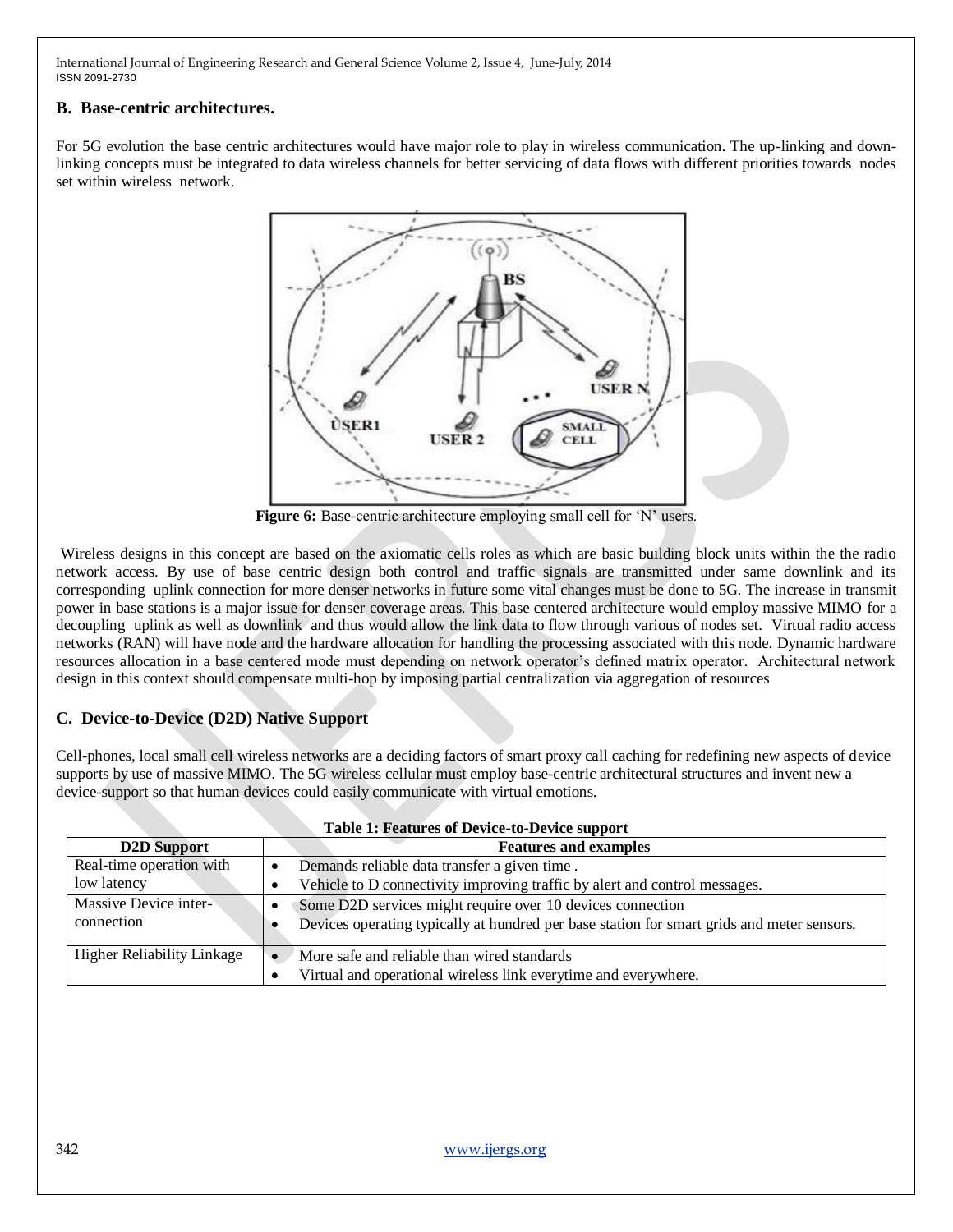## B. Base-centric architectures.

For 5G evolution the base centric architectures would have major role to play in wireless communication. The up-linking and down-linking concepts must be integrated to data wireless channels for better servicing of data flows with different priorities towards nodes set within wireless network.

**Figure 6:** Base-centric architecture employing small cell for 'N' users.

Wireless designs in this concept are based on the axiomatic cells roles as which are basic building block units within the the radio network access. By use of base centric design both control and traffic signals are transmitted under same downlink and its corresponding uplink connection for more denser networks in future some vital changes must be done to 5G. The increase in transmit power in base stations is a major issue for denser coverage areas. This base centered architecture would employ massive MIMO for a decoupling uplink as well as downlink and thus would allow the link data to flow through various of nodes set. Virtual radio access networks (RAN) will have node and the hardware allocation for handling the processing associated with this node. Dynamic hardware resources allocation in a base centered mode must depending on network operator's defined matrix operator. Architectural network design in this context should compensate multi-hop by imposing partial centralization via aggregation of resources

## C. Device-to-Device (D2D) Native Support

Cell-phones, local small cell wireless networks are a deciding factors of smart proxy call caching for redefining new aspects of device supports by use of massive MIMO. The 5G wireless cellular must employ base-centric architectural structures and invent new a device-support so that human devices could easily communicate with virtual emotions.

**Table 1: Features of Device-to-Device support**

| D2D Support | Features and examples |
|---|---|
| Real-time operation with low latency | • Demands reliable data transfer a given time .<br>• Vehicle to D connectivity improving traffic by alert and control messages. |
| Massive Device inter-connection | • Some D2D services might require over 10 devices connection<br>• Devices operating typically at hundred per base station for smart grids and meter sensors. |
| Higher Reliability Linkage | • More safe and reliable than wired standards<br>• Virtual and operational wireless link everytime and everywhere. |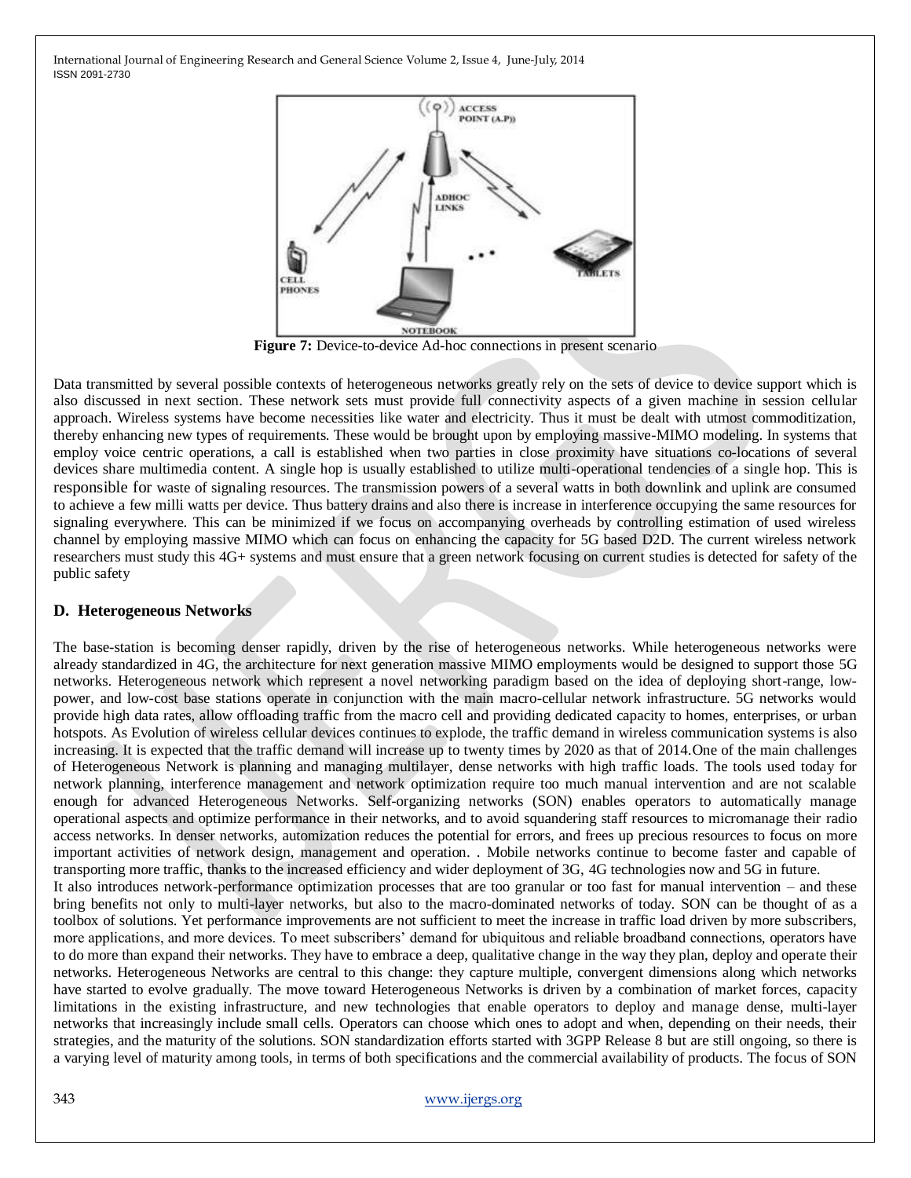**Figure 7:** Device-to-device Ad-hoc connections in present scenario

Data transmitted by several possible contexts of heterogeneous networks greatly rely on the sets of device to device support which is also discussed in next section. These network sets must provide full connectivity aspects of a given machine in session cellular approach. Wireless systems have become necessities like water and electricity. Thus it must be dealt with utmost commoditization, thereby enhancing new types of requirements. These would be brought upon by employing massive-MIMO modeling. In systems that employ voice centric operations, a call is established when two parties in close proximity have situations co-locations of several devices share multimedia content. A single hop is usually established to utilize multi-operational tendencies of a single hop. This is responsible for waste of signaling resources. The transmission powers of a several watts in both downlink and uplink are consumed to achieve a few milli watts per device. Thus battery drains and also there is increase in interference occupying the same resources for signaling everywhere. This can be minimized if we focus on accompanying overheads by controlling estimation of used wireless channel by employing massive MIMO which can focus on enhancing the capacity for 5G based D2D. The current wireless network researchers must study this 4G+ systems and must ensure that a green network focusing on current studies is detected for safety of the public safety

## D. Heterogeneous Networks

The base-station is becoming denser rapidly, driven by the rise of heterogeneous networks. While heterogeneous networks were already standardized in 4G, the architecture for next generation massive MIMO employments would be designed to support those 5G networks. Heterogeneous network which represent a novel networking paradigm based on the idea of deploying short-range, low-power, and low-cost base stations operate in conjunction with the main macro-cellular network infrastructure. 5G networks would provide high data rates, allow offloading traffic from the macro cell and providing dedicated capacity to homes, enterprises, or urban hotspots. As Evolution of wireless cellular devices continues to explode, the traffic demand in wireless communication systems is also increasing. It is expected that the traffic demand will increase up to twenty times by 2020 as that of 2014.One of the main challenges of Heterogeneous Network is planning and managing multilayer, dense networks with high traffic loads. The tools used today for network planning, interference management and network optimization require too much manual intervention and are not scalable enough for advanced Heterogeneous Networks. Self-organizing networks (SON) enables operators to automatically manage operational aspects and optimize performance in their networks, and to avoid squandering staff resources to micromanage their radio access networks. In denser networks, automization reduces the potential for errors, and frees up precious resources to focus on more important activities of network design, management and operation. . Mobile networks continue to become faster and capable of transporting more traffic, thanks to the increased efficiency and wider deployment of 3G, 4G technologies now and 5G in future.

It also introduces network-performance optimization processes that are too granular or too fast for manual intervention – and these bring benefits not only to multi-layer networks, but also to the macro-dominated networks of today. SON can be thought of as a toolbox of solutions. Yet performance improvements are not sufficient to meet the increase in traffic load driven by more subscribers, more applications, and more devices. To meet subscribers' demand for ubiquitous and reliable broadband connections, operators have to do more than expand their networks. They have to embrace a deep, qualitative change in the way they plan, deploy and operate their networks. Heterogeneous Networks are central to this change: they capture multiple, convergent dimensions along which networks have started to evolve gradually. The move toward Heterogeneous Networks is driven by a combination of market forces, capacity limitations in the existing infrastructure, and new technologies that enable operators to deploy and manage dense, multi-layer networks that increasingly include small cells. Operators can choose which ones to adopt and when, depending on their needs, their strategies, and the maturity of the solutions. SON standardization efforts started with 3GPP Release 8 but are still ongoing, so there is a varying level of maturity among tools, in terms of both specifications and the commercial availability of products. The focus of SON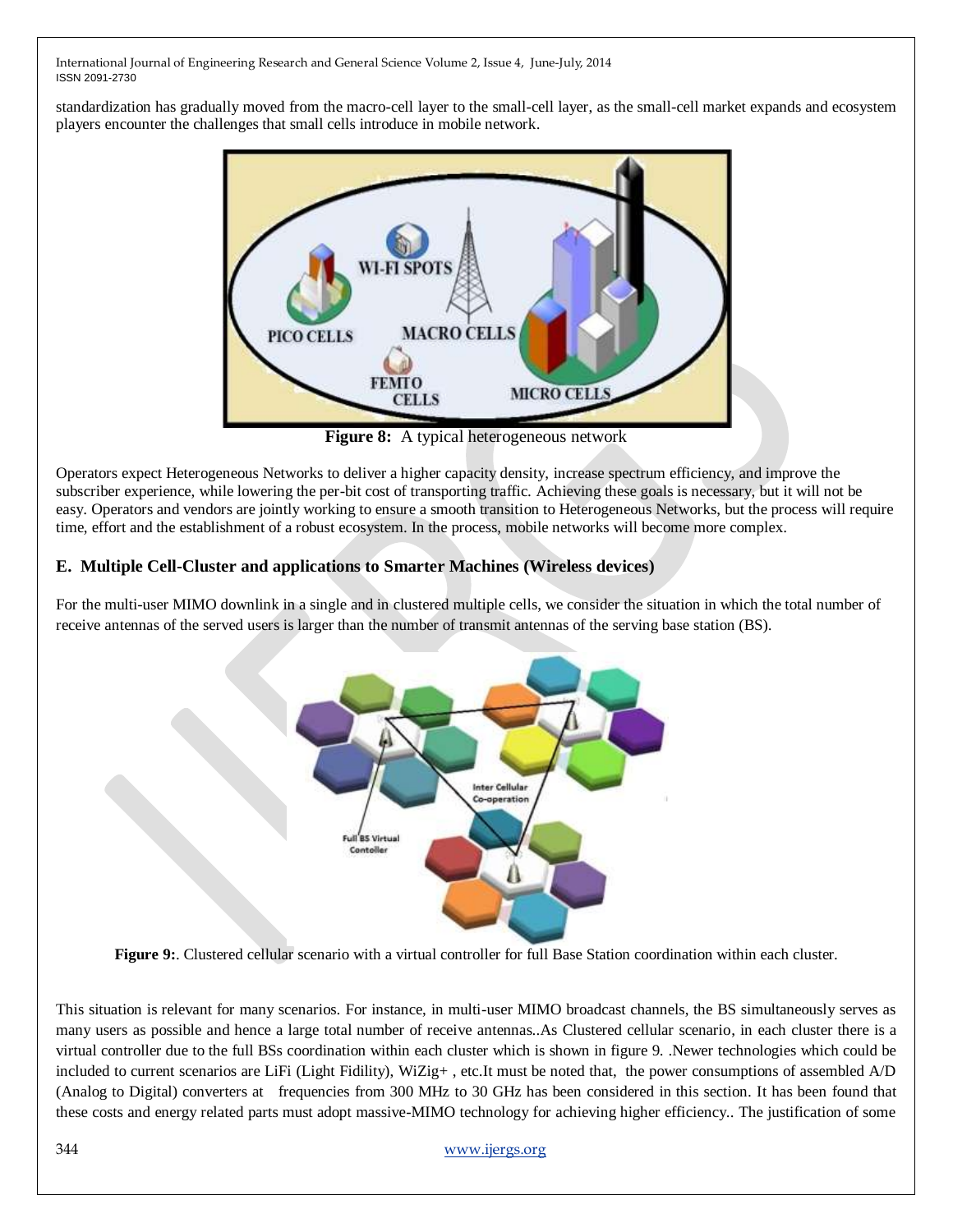standardization has gradually moved from the macro-cell layer to the small-cell layer, as the small-cell market expands and ecosystem players encounter the challenges that small cells introduce in mobile network.

**Figure 8:** A typical heterogeneous network

Operators expect Heterogeneous Networks to deliver a higher capacity density, increase spectrum efficiency, and improve the subscriber experience, while lowering the per-bit cost of transporting traffic. Achieving these goals is necessary, but it will not be easy. Operators and vendors are jointly working to ensure a smooth transition to Heterogeneous Networks, but the process will require time, effort and the establishment of a robust ecosystem. In the process, mobile networks will become more complex.

### E. Multiple Cell-Cluster and applications to Smarter Machines (Wireless devices)

For the multi-user MIMO downlink in a single and in clustered multiple cells, we consider the situation in which the total number of receive antennas of the served users is larger than the number of transmit antennas of the serving base station (BS).

**Figure 9:**. Clustered cellular scenario with a virtual controller for full Base Station coordination within each cluster.

This situation is relevant for many scenarios. For instance, in multi-user MIMO broadcast channels, the BS simultaneously serves as many users as possible and hence a large total number of receive antennas..As Clustered cellular scenario, in each cluster there is a virtual controller due to the full BSs coordination within each cluster which is shown in figure 9. .Newer technologies which could be included to current scenarios are LiFi (Light Fidility), WiZig+ , etc.It must be noted that, the power consumptions of assembled A/D (Analog to Digital) converters at frequencies from 300 MHz to 30 GHz has been considered in this section. It has been found that these costs and energy related parts must adopt massive-MIMO technology for achieving higher efficiency.. The justification of some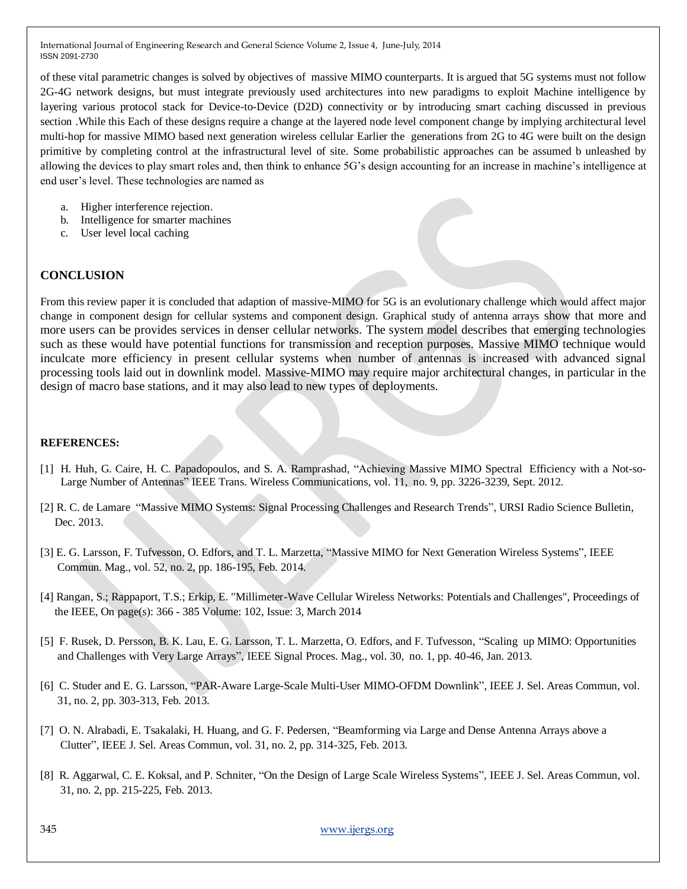of these vital parametric changes is solved by objectives of massive MIMO counterparts. It is argued that 5G systems must not follow 2G-4G network designs, but must integrate previously used architectures into new paradigms to exploit Machine intelligence by layering various protocol stack for Device-to-Device (D2D) connectivity or by introducing smart caching discussed in previous section .While this Each of these designs require a change at the layered node level component change by implying architectural level multi-hop for massive MIMO based next generation wireless cellular Earlier the generations from 2G to 4G were built on the design primitive by completing control at the infrastructural level of site. Some probabilistic approaches can be assumed b unleashed by allowing the devices to play smart roles and, then think to enhance 5G's design accounting for an increase in machine's intelligence at end user's level. These technologies are named as

a. Higher interference rejection.
b. Intelligence for smarter machines
c. User level local caching

## CONCLUSION

From this review paper it is concluded that adaption of massive-MIMO for 5G is an evolutionary challenge which would affect major change in component design for cellular systems and component design. Graphical study of antenna arrays show that more and more users can be provides services in denser cellular networks. The system model describes that emerging technologies such as these would have potential functions for transmission and reception purposes. Massive MIMO technique would inculcate more efficiency in present cellular systems when number of antennas is increased with advanced signal processing tools laid out in downlink model. Massive-MIMO may require major architectural changes, in particular in the design of macro base stations, and it may also lead to new types of deployments.

## REFERENCES:

[1] H. Huh, G. Caire, H. C. Papadopoulos, and S. A. Ramprashad, "Achieving Massive MIMO Spectral Efficiency with a Not-so-Large Number of Antennas" IEEE Trans. Wireless Communications, vol. 11, no. 9, pp. 3226-3239, Sept. 2012.

[2] R. C. de Lamare "Massive MIMO Systems: Signal Processing Challenges and Research Trends", URSI Radio Science Bulletin, Dec. 2013.

[3] E. G. Larsson, F. Tufvesson, O. Edfors, and T. L. Marzetta, "Massive MIMO for Next Generation Wireless Systems", IEEE Commun. Mag., vol. 52, no. 2, pp. 186-195, Feb. 2014.

[4] Rangan, S.; Rappaport, T.S.; Erkip, E. "Millimeter-Wave Cellular Wireless Networks: Potentials and Challenges", Proceedings of the IEEE, On page(s): 366 - 385 Volume: 102, Issue: 3, March 2014

[5] F. Rusek, D. Persson, B. K. Lau, E. G. Larsson, T. L. Marzetta, O. Edfors, and F. Tufvesson, "Scaling up MIMO: Opportunities and Challenges with Very Large Arrays", IEEE Signal Proces. Mag., vol. 30, no. 1, pp. 40-46, Jan. 2013.

[6] C. Studer and E. G. Larsson, "PAR-Aware Large-Scale Multi-User MIMO-OFDM Downlink", IEEE J. Sel. Areas Commun, vol. 31, no. 2, pp. 303-313, Feb. 2013.

[7] O. N. Alrabadi, E. Tsakalaki, H. Huang, and G. F. Pedersen, "Beamforming via Large and Dense Antenna Arrays above a Clutter", IEEE J. Sel. Areas Commun, vol. 31, no. 2, pp. 314-325, Feb. 2013.

[8] R. Aggarwal, C. E. Koksal, and P. Schniter, "On the Design of Large Scale Wireless Systems", IEEE J. Sel. Areas Commun, vol. 31, no. 2, pp. 215-225, Feb. 2013.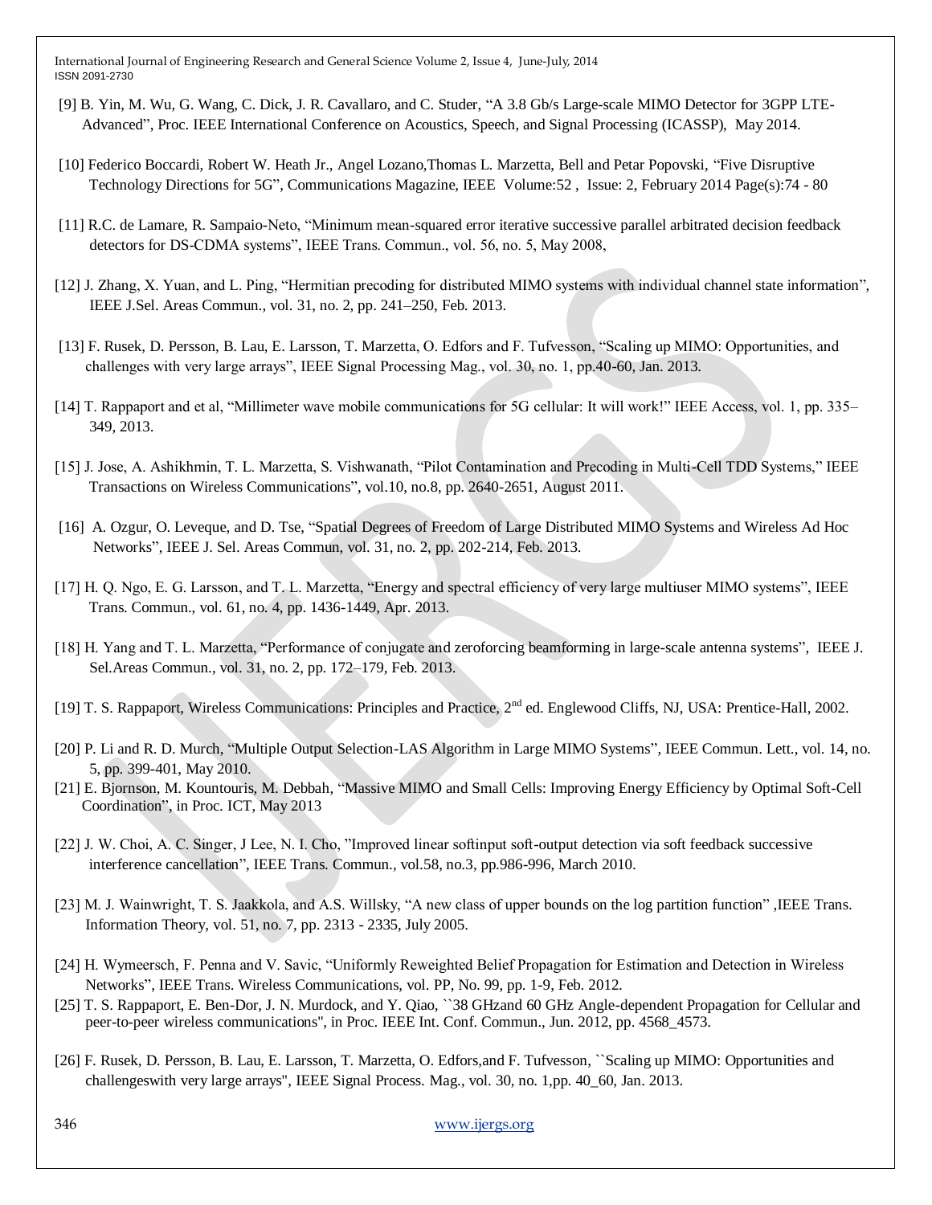[9] B. Yin, M. Wu, G. Wang, C. Dick, J. R. Cavallaro, and C. Studer, "A 3.8 Gb/s Large-scale MIMO Detector for 3GPP LTE-Advanced", Proc. IEEE International Conference on Acoustics, Speech, and Signal Processing (ICASSP), May 2014.

[10] Federico Boccardi, Robert W. Heath Jr., Angel Lozano,Thomas L. Marzetta, Bell and Petar Popovski, "Five Disruptive Technology Directions for 5G", Communications Magazine, IEEE Volume:52 , Issue: 2, February 2014 Page(s):74 - 80

[11] R.C. de Lamare, R. Sampaio-Neto, "Minimum mean-squared error iterative successive parallel arbitrated decision feedback detectors for DS-CDMA systems", IEEE Trans. Commun., vol. 56, no. 5, May 2008,

[12] J. Zhang, X. Yuan, and L. Ping, "Hermitian precoding for distributed MIMO systems with individual channel state information", IEEE J.Sel. Areas Commun., vol. 31, no. 2, pp. 241–250, Feb. 2013.

[13] F. Rusek, D. Persson, B. Lau, E. Larsson, T. Marzetta, O. Edfors and F. Tufvesson, "Scaling up MIMO: Opportunities, and challenges with very large arrays", IEEE Signal Processing Mag., vol. 30, no. 1, pp.40-60, Jan. 2013.

[14] T. Rappaport and et al, "Millimeter wave mobile communications for 5G cellular: It will work!" IEEE Access, vol. 1, pp. 335–349, 2013.

[15] J. Jose, A. Ashikhmin, T. L. Marzetta, S. Vishwanath, "Pilot Contamination and Precoding in Multi-Cell TDD Systems," IEEE Transactions on Wireless Communications", vol.10, no.8, pp. 2640-2651, August 2011.

[16] A. Ozgur, O. Leveque, and D. Tse, "Spatial Degrees of Freedom of Large Distributed MIMO Systems and Wireless Ad Hoc Networks", IEEE J. Sel. Areas Commun, vol. 31, no. 2, pp. 202-214, Feb. 2013.

[17] H. Q. Ngo, E. G. Larsson, and T. L. Marzetta, "Energy and spectral efficiency of very large multiuser MIMO systems", IEEE Trans. Commun., vol. 61, no. 4, pp. 1436-1449, Apr. 2013.

[18] H. Yang and T. L. Marzetta, "Performance of conjugate and zeroforcing beamforming in large-scale antenna systems", IEEE J. Sel.Areas Commun., vol. 31, no. 2, pp. 172–179, Feb. 2013.

[19] T. S. Rappaport, Wireless Communications: Principles and Practice, 2nd ed. Englewood Cliffs, NJ, USA: Prentice-Hall, 2002.

[20] P. Li and R. D. Murch, "Multiple Output Selection-LAS Algorithm in Large MIMO Systems", IEEE Commun. Lett., vol. 14, no. 5, pp. 399-401, May 2010.

[21] E. Bjornson, M. Kountouris, M. Debbah, "Massive MIMO and Small Cells: Improving Energy Efficiency by Optimal Soft-Cell Coordination", in Proc. ICT, May 2013

[22] J. W. Choi, A. C. Singer, J Lee, N. I. Cho, "Improved linear softinput soft-output detection via soft feedback successive interference cancellation", IEEE Trans. Commun., vol.58, no.3, pp.986-996, March 2010.

[23] M. J. Wainwright, T. S. Jaakkola, and A.S. Willsky, "A new class of upper bounds on the log partition function" ,IEEE Trans. Information Theory, vol. 51, no. 7, pp. 2313 - 2335, July 2005.

[24] H. Wymeersch, F. Penna and V. Savic, "Uniformly Reweighted Belief Propagation for Estimation and Detection in Wireless Networks", IEEE Trans. Wireless Communications, vol. PP, No. 99, pp. 1-9, Feb. 2012.

[25] T. S. Rappaport, E. Ben-Dor, J. N. Murdock, and Y. Qiao, ``38 GHzand 60 GHz Angle-dependent Propagation for Cellular and peer-to-peer wireless communications'', in Proc. IEEE Int. Conf. Commun., Jun. 2012, pp. 4568_4573.

[26] F. Rusek, D. Persson, B. Lau, E. Larsson, T. Marzetta, O. Edfors,and F. Tufvesson, ``Scaling up MIMO: Opportunities and challengeswith very large arrays'', IEEE Signal Process. Mag., vol. 30, no. 1,pp. 40_60, Jan. 2013.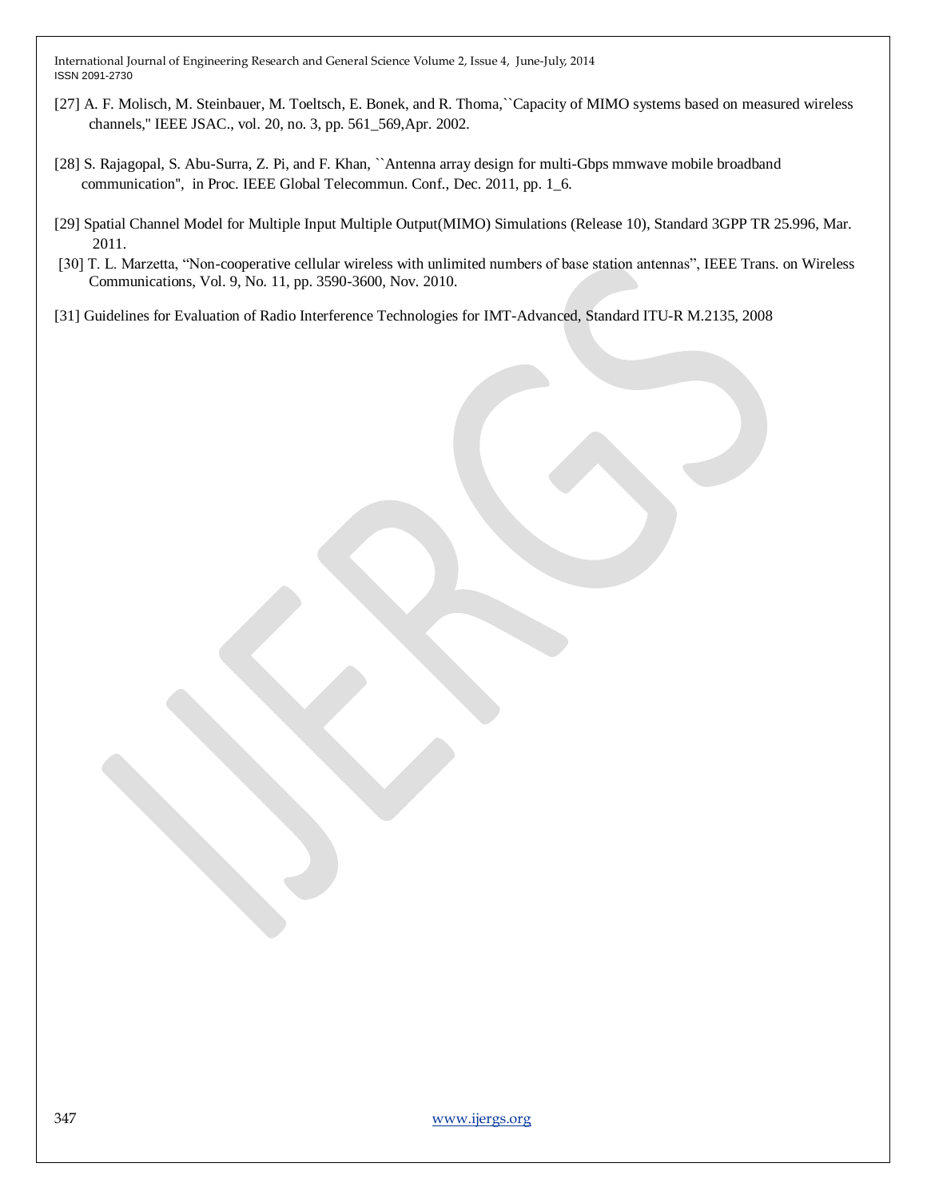[27] A. F. Molisch, M. Steinbauer, M. Toeltsch, E. Bonek, and R. Thoma,``Capacity of MIMO systems based on measured wireless channels,'' IEEE JSAC., vol. 20, no. 3, pp. 561_569,Apr. 2002.

[28] S. Rajagopal, S. Abu-Surra, Z. Pi, and F. Khan, ``Antenna array design for multi-Gbps mmwave mobile broadband communication'', in Proc. IEEE Global Telecommun. Conf., Dec. 2011, pp. 1_6.

[29] Spatial Channel Model for Multiple Input Multiple Output(MIMO) Simulations (Release 10), Standard 3GPP TR 25.996, Mar. 2011.

[30] T. L. Marzetta, "Non-cooperative cellular wireless with unlimited numbers of base station antennas", IEEE Trans. on Wireless Communications, Vol. 9, No. 11, pp. 3590-3600, Nov. 2010.

[31] Guidelines for Evaluation of Radio Interference Technologies for IMT-Advanced, Standard ITU-R M.2135, 2008